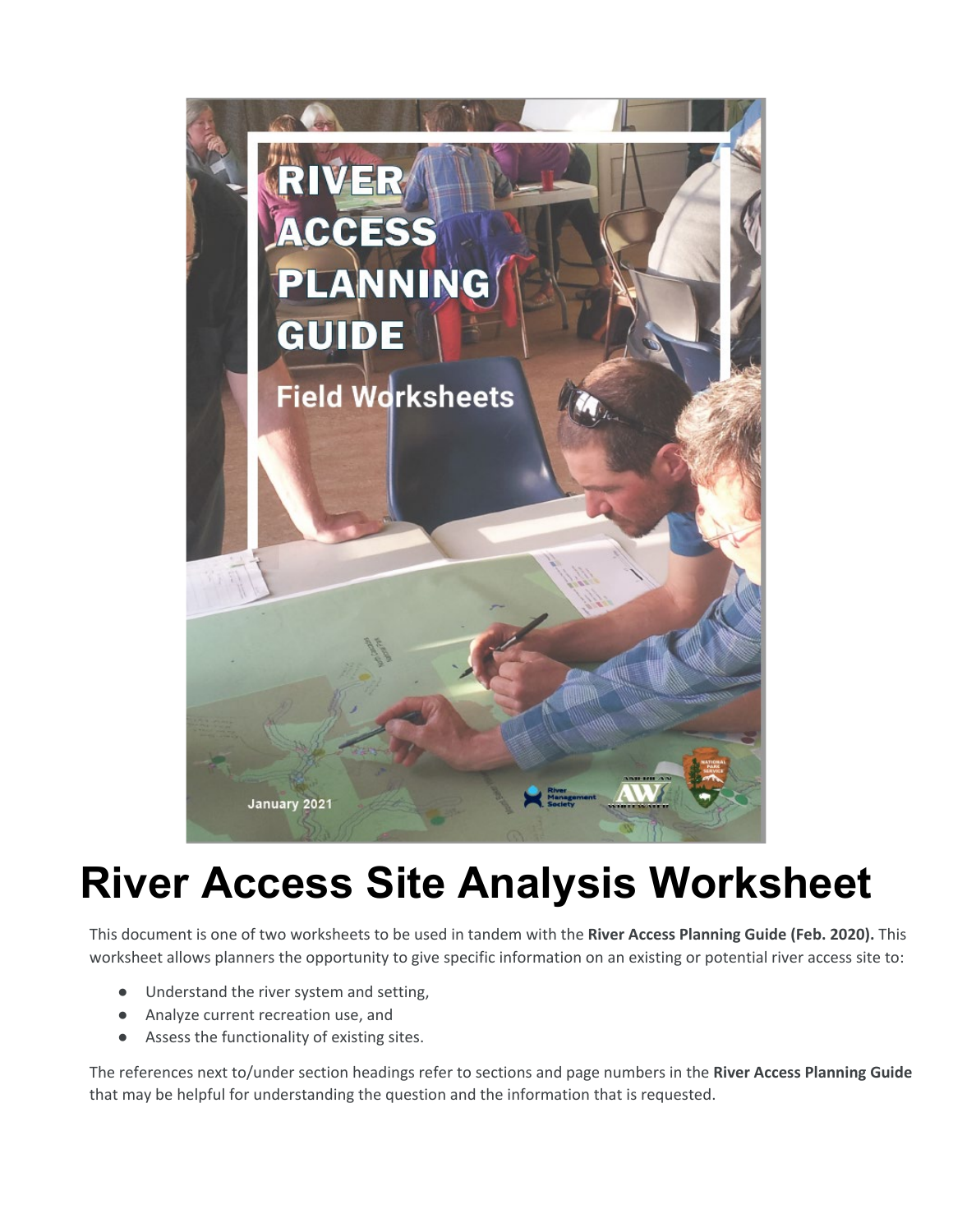# River Access Site Analysis Worksheet

This document is one of two worksheets to be used in tandem with the **River Access Planning Guide (Feb. 2020).** This worksheet allows planners the opportunity to give specific information on an existing or potential river access site to:

- Understand the river system and setting,
- Analyze current recreation use, and
- Assess the functionality of existing sites.

The references next to/under section headings refer to sections and page numbers in the **River Access Planning Guide** that may be helpful for understanding the question and the information that is requested.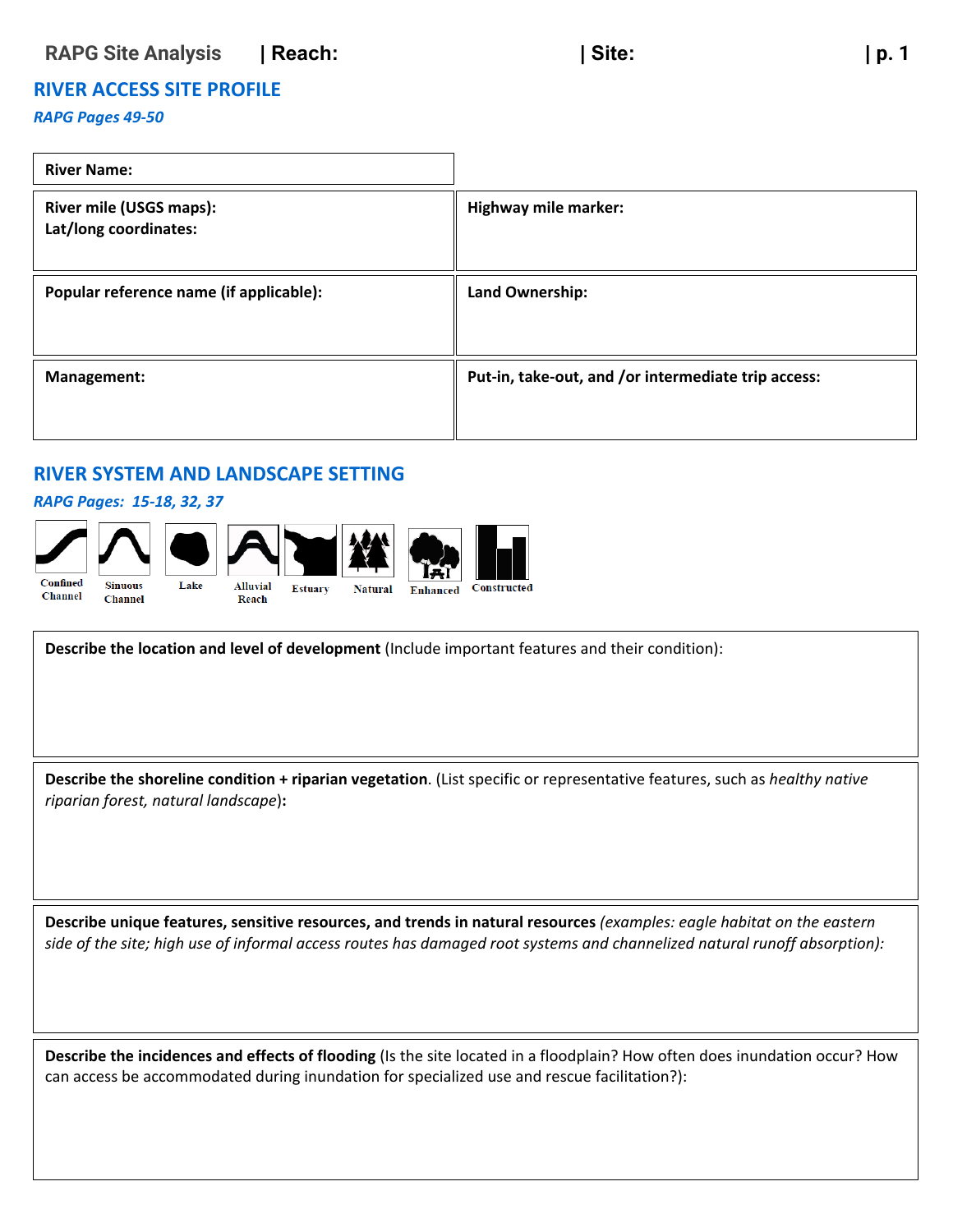RAPG Site Analysis | Reach: | Site: | p. 1

## RIVER ACCESS SITE PROFILE

*RAPG Pages 49-50*

| **River Name:** | |
|---|---|
| **River mile (USGS maps):**<br>**Lat/long coordinates:** | **Highway mile marker:** |
| **Popular reference name (if applicable):** | **Land Ownership:** |
| **Management:** | **Put-in, take-out, and /or intermediate trip access:** |

## RIVER SYSTEM AND LANDSCAPE SETTING

*RAPG Pages: 15-18, 32, 37*

Confined Channel | Sinuous Channel | Lake | Alluvial Reach | Estuary | Natural | Enhanced | Constructed

**Describe the location and level of development** (Include important features and their condition):

**Describe the shoreline condition + riparian vegetation**. (List specific or representative features, such as *healthy native riparian forest, natural landscape*)**:**

**Describe unique features, sensitive resources, and trends in natural resources** *(examples: eagle habitat on the eastern side of the site; high use of informal access routes has damaged root systems and channelized natural runoff absorption):*

**Describe the incidences and effects of flooding** (Is the site located in a floodplain? How often does inundation occur? How can access be accommodated during inundation for specialized use and rescue facilitation?):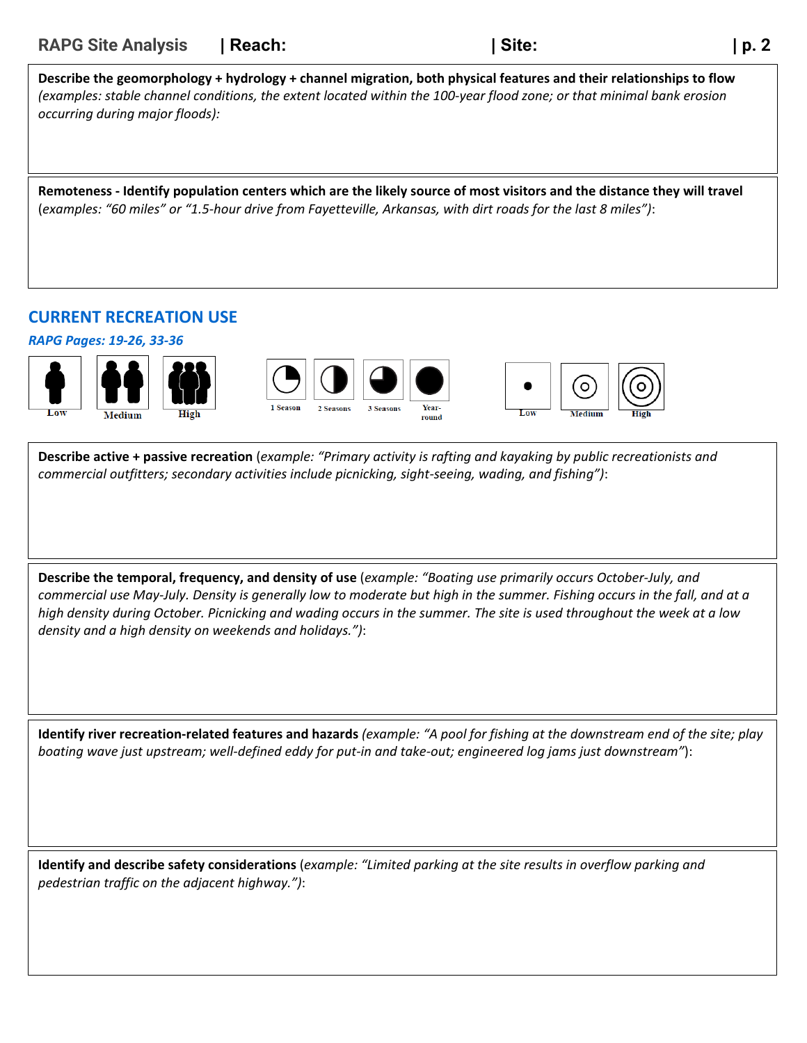**Describe the geomorphology + hydrology + channel migration, both physical features and their relationships to flow** *(examples: stable channel conditions, the extent located within the 100-year flood zone; or that minimal bank erosion occurring during major floods)*:

**Remoteness - Identify population centers which are the likely source of most visitors and the distance they will travel** (*examples: "60 miles" or "1.5-hour drive from Fayetteville, Arkansas, with dirt roads for the last 8 miles")*:

## CURRENT RECREATION USE

*RAPG Pages: 19-26, 33-36*

Low | Medium | High

1 Season | 2 Seasons | 3 Seasons | Year-round

Low | Medium | High

**Describe active + passive recreation** (*example: "Primary activity is rafting and kayaking by public recreationists and commercial outfitters; secondary activities include picnicking, sight-seeing, wading, and fishing")*:

**Describe the temporal, frequency, and density of use** (*example: "Boating use primarily occurs October-July, and commercial use May-July. Density is generally low to moderate but high in the summer. Fishing occurs in the fall, and at a high density during October. Picnicking and wading occurs in the summer. The site is used throughout the week at a low density and a high density on weekends and holidays.")*:

**Identify river recreation-related features and hazards** *(example: "A pool for fishing at the downstream end of the site; play boating wave just upstream; well-defined eddy for put-in and take-out; engineered log jams just downstream"*):

**Identify and describe safety considerations** (*example: "Limited parking at the site results in overflow parking and pedestrian traffic on the adjacent highway.")*: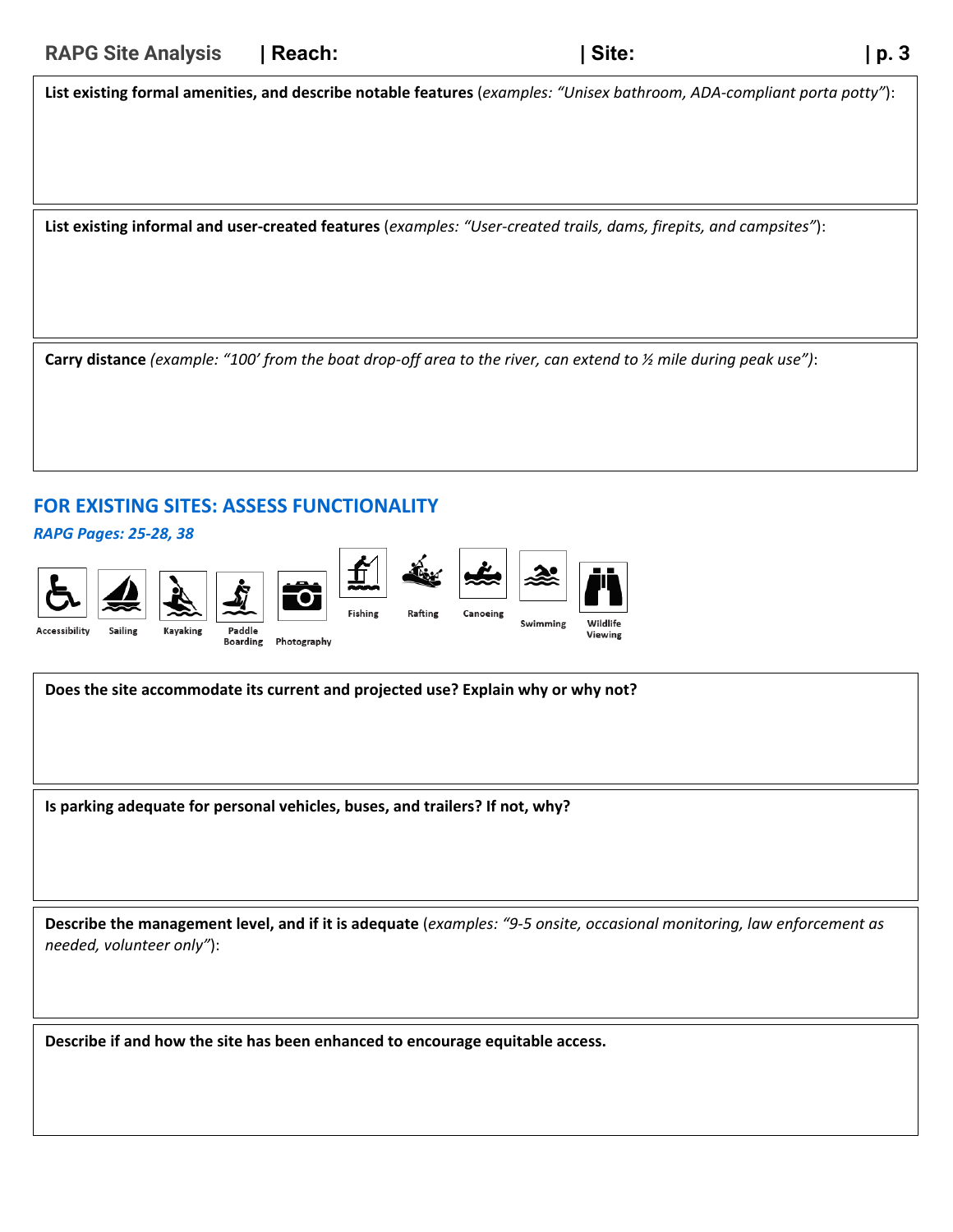**List existing formal amenities, and describe notable features** (*examples: "Unisex bathroom, ADA-compliant porta potty"*):

**List existing informal and user-created features** (*examples: "User-created trails, dams, firepits, and campsites"*):

**Carry distance** *(example: "100' from the boat drop-off area to the river, can extend to ½ mile during peak use")*:

## FOR EXISTING SITES: ASSESS FUNCTIONALITY

***RAPG Pages: 25-28, 38***

Accessibility Sailing Kayaking Paddle Boarding Photography Fishing Rafting Canoeing Swimming Wildlife Viewing

**Does the site accommodate its current and projected use? Explain why or why not?**

**Is parking adequate for personal vehicles, buses, and trailers? If not, why?**

**Describe the management level, and if it is adequate** (*examples: "9-5 onsite, occasional monitoring, law enforcement as needed, volunteer only"*):

**Describe if and how the site has been enhanced to encourage equitable access.**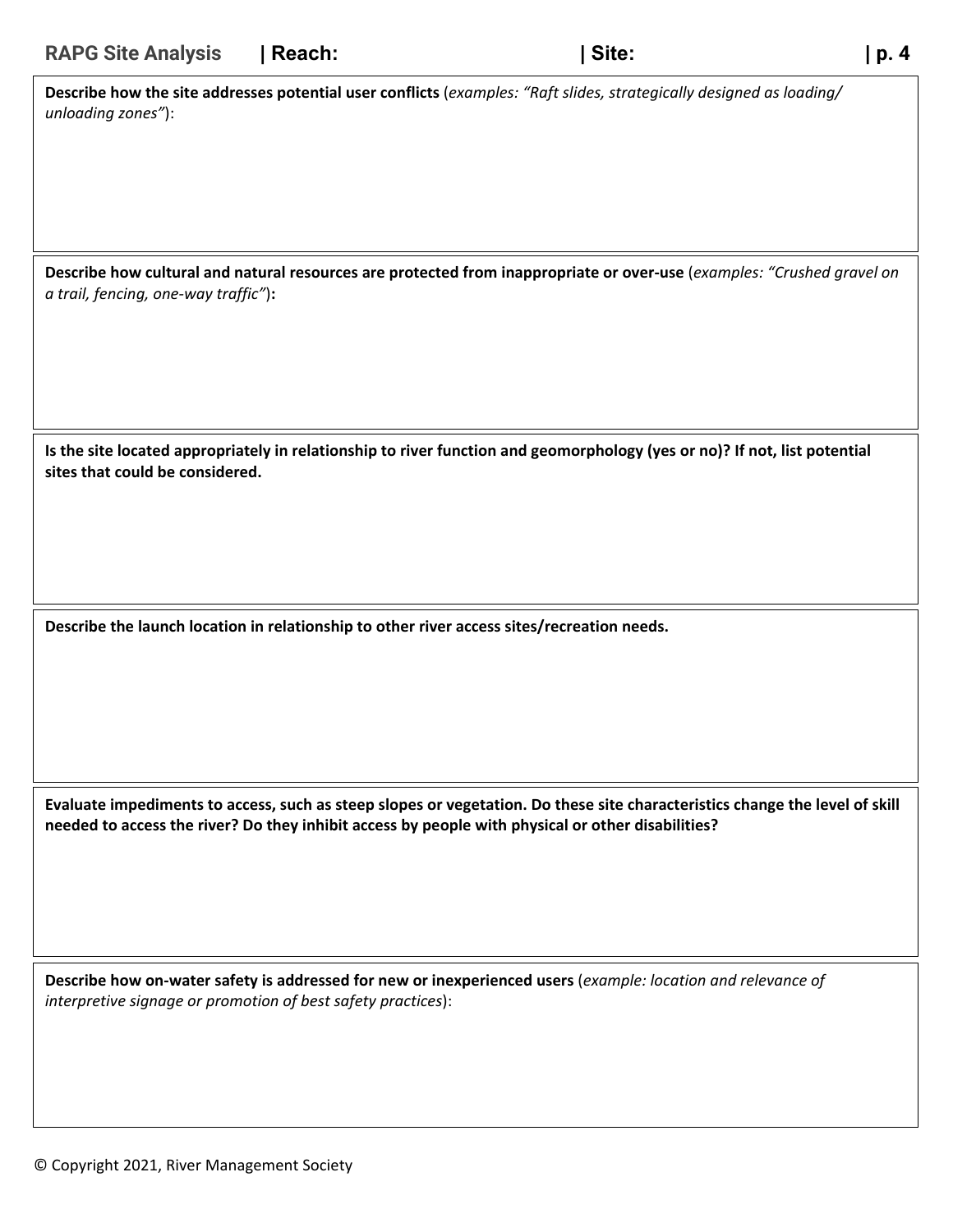**Describe how the site addresses potential user conflicts** (*examples: "Raft slides, strategically designed as loading/ unloading zones"*):

**Describe how cultural and natural resources are protected from inappropriate or over-use** (*examples: "Crushed gravel on a trail, fencing, one-way traffic"*)**:**

**Is the site located appropriately in relationship to river function and geomorphology (yes or no)? If not, list potential sites that could be considered.**

**Describe the launch location in relationship to other river access sites/recreation needs.**

**Evaluate impediments to access, such as steep slopes or vegetation. Do these site characteristics change the level of skill needed to access the river? Do they inhibit access by people with physical or other disabilities?**

**Describe how on-water safety is addressed for new or inexperienced users** (*example: location and relevance of interpretive signage or promotion of best safety practices*):

© Copyright 2021, River Management Society